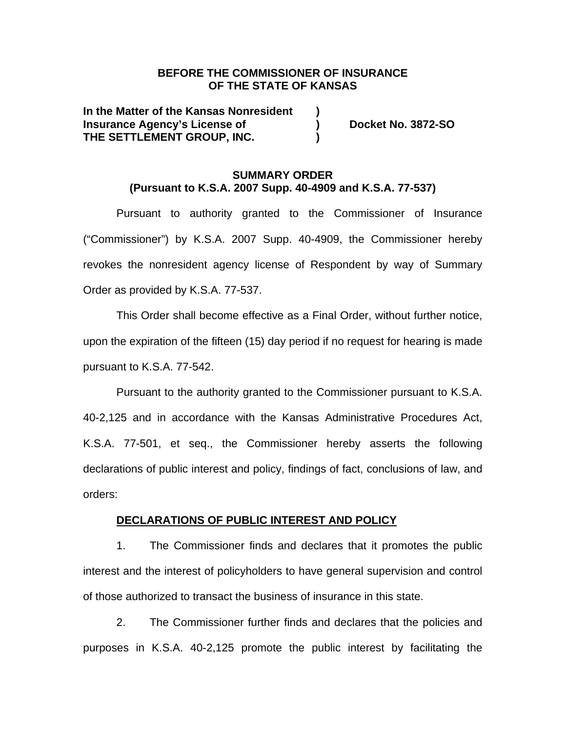**BEFORE THE COMMISSIONER OF INSURANCE**
**OF THE STATE OF KANSAS**

**In the Matter of the Kansas Nonresident )**
**Insurance Agency's License of ) Docket No. 3872-SO**
**THE SETTLEMENT GROUP, INC. )**

**SUMMARY ORDER**
**(Pursuant to K.S.A. 2007 Supp. 40-4909 and K.S.A. 77-537)**

Pursuant to authority granted to the Commissioner of Insurance ("Commissioner") by K.S.A. 2007 Supp. 40-4909, the Commissioner hereby revokes the nonresident agency license of Respondent by way of Summary Order as provided by K.S.A. 77-537.

This Order shall become effective as a Final Order, without further notice, upon the expiration of the fifteen (15) day period if no request for hearing is made pursuant to K.S.A. 77-542.

Pursuant to the authority granted to the Commissioner pursuant to K.S.A. 40-2,125 and in accordance with the Kansas Administrative Procedures Act, K.S.A. 77-501, et seq., the Commissioner hereby asserts the following declarations of public interest and policy, findings of fact, conclusions of law, and orders:

**DECLARATIONS OF PUBLIC INTEREST AND POLICY**

1. The Commissioner finds and declares that it promotes the public interest and the interest of policyholders to have general supervision and control of those authorized to transact the business of insurance in this state.

2. The Commissioner further finds and declares that the policies and purposes in K.S.A. 40-2,125 promote the public interest by facilitating the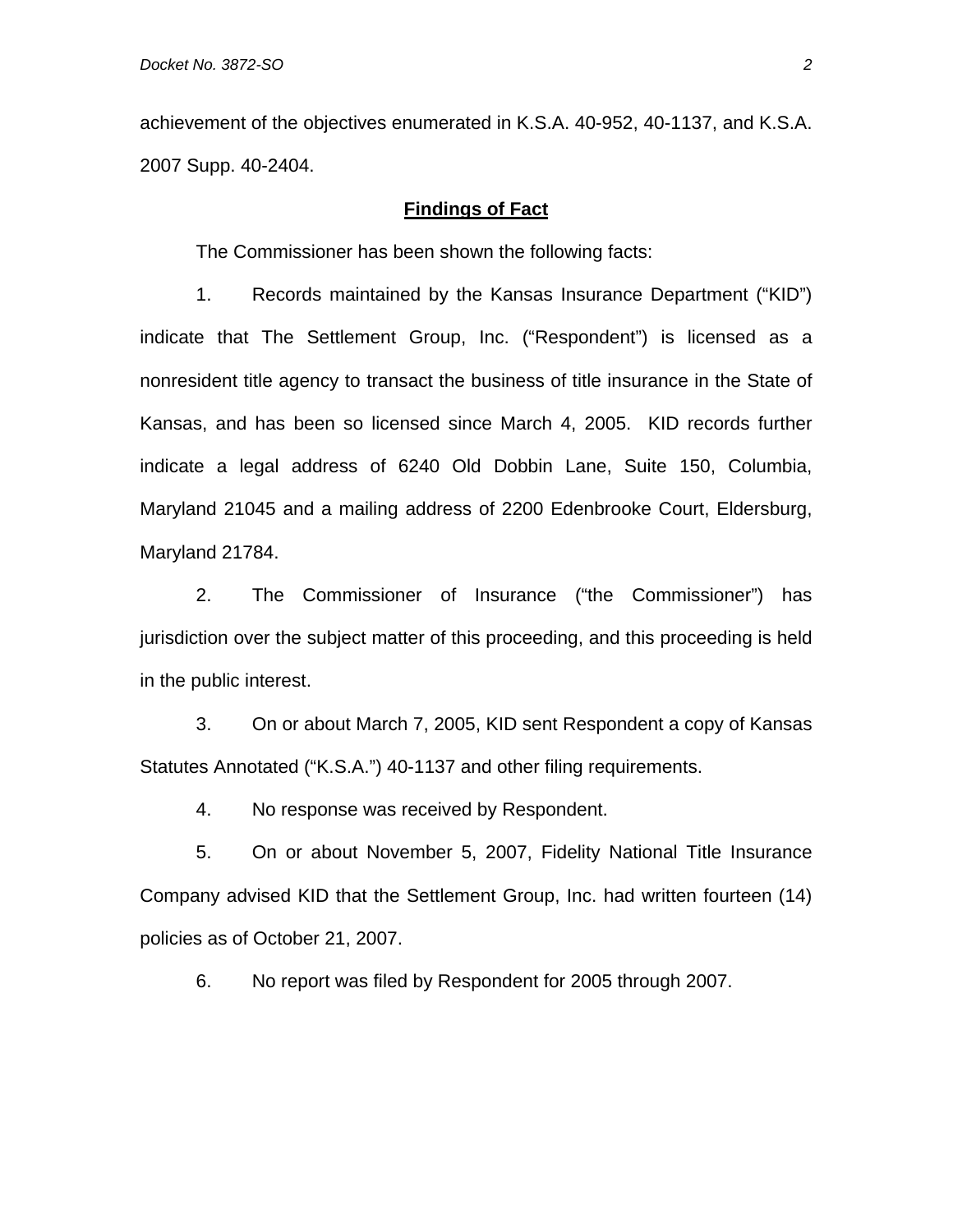achievement of the objectives enumerated in K.S.A. 40-952, 40-1137, and K.S.A. 2007 Supp. 40-2404.

## Findings of Fact

The Commissioner has been shown the following facts:

1. Records maintained by the Kansas Insurance Department ("KID") indicate that The Settlement Group, Inc. ("Respondent") is licensed as a nonresident title agency to transact the business of title insurance in the State of Kansas, and has been so licensed since March 4, 2005. KID records further indicate a legal address of 6240 Old Dobbin Lane, Suite 150, Columbia, Maryland 21045 and a mailing address of 2200 Edenbrooke Court, Eldersburg, Maryland 21784.

2. The Commissioner of Insurance ("the Commissioner") has jurisdiction over the subject matter of this proceeding, and this proceeding is held in the public interest.

3. On or about March 7, 2005, KID sent Respondent a copy of Kansas Statutes Annotated ("K.S.A.") 40-1137 and other filing requirements.

4. No response was received by Respondent.

5. On or about November 5, 2007, Fidelity National Title Insurance Company advised KID that the Settlement Group, Inc. had written fourteen (14) policies as of October 21, 2007.

6. No report was filed by Respondent for 2005 through 2007.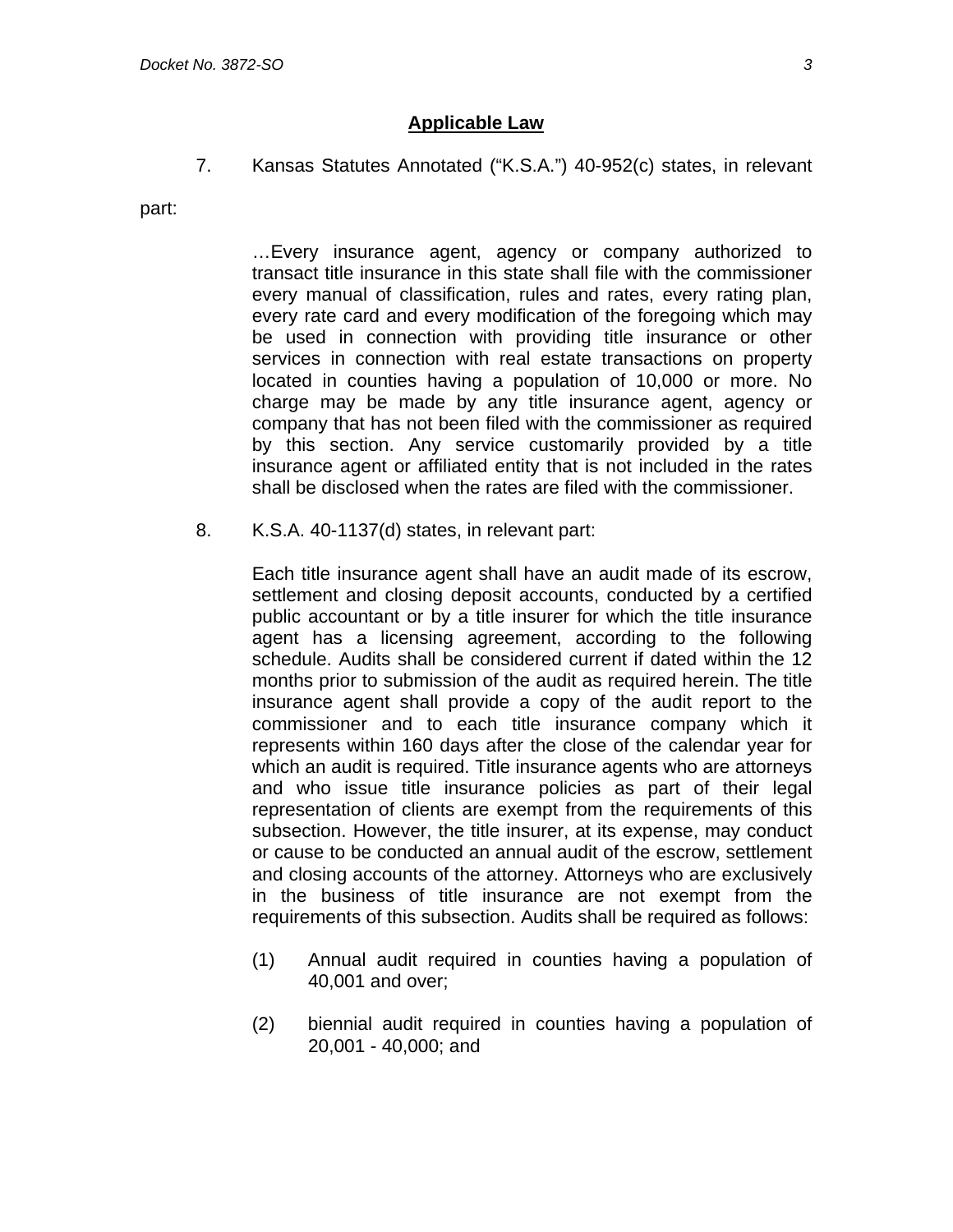## Applicable Law

7. Kansas Statutes Annotated ("K.S.A.") 40-952(c) states, in relevant part:

> …Every insurance agent, agency or company authorized to transact title insurance in this state shall file with the commissioner every manual of classification, rules and rates, every rating plan, every rate card and every modification of the foregoing which may be used in connection with providing title insurance or other services in connection with real estate transactions on property located in counties having a population of 10,000 or more. No charge may be made by any title insurance agent, agency or company that has not been filed with the commissioner as required by this section. Any service customarily provided by a title insurance agent or affiliated entity that is not included in the rates shall be disclosed when the rates are filed with the commissioner.

8. K.S.A. 40-1137(d) states, in relevant part:

> Each title insurance agent shall have an audit made of its escrow, settlement and closing deposit accounts, conducted by a certified public accountant or by a title insurer for which the title insurance agent has a licensing agreement, according to the following schedule. Audits shall be considered current if dated within the 12 months prior to submission of the audit as required herein. The title insurance agent shall provide a copy of the audit report to the commissioner and to each title insurance company which it represents within 160 days after the close of the calendar year for which an audit is required. Title insurance agents who are attorneys and who issue title insurance policies as part of their legal representation of clients are exempt from the requirements of this subsection. However, the title insurer, at its expense, may conduct or cause to be conducted an annual audit of the escrow, settlement and closing accounts of the attorney. Attorneys who are exclusively in the business of title insurance are not exempt from the requirements of this subsection. Audits shall be required as follows:
>
> (1) Annual audit required in counties having a population of 40,001 and over;
>
> (2) biennial audit required in counties having a population of 20,001 - 40,000; and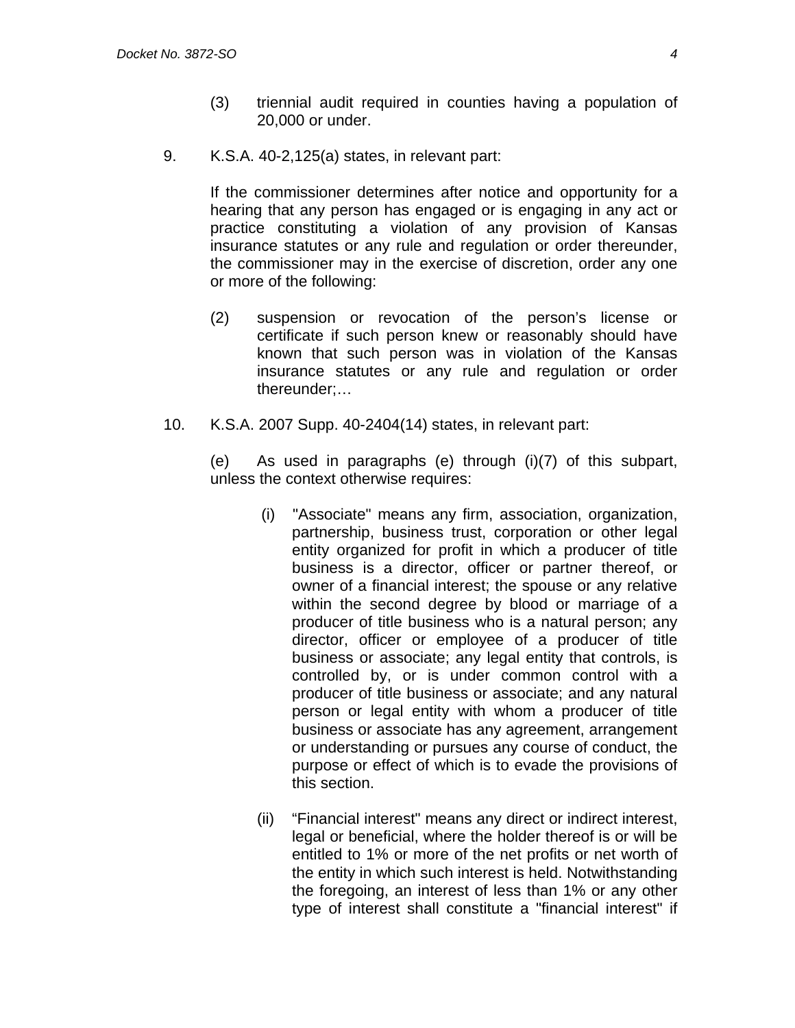(3) triennial audit required in counties having a population of 20,000 or under.

9. K.S.A. 40-2,125(a) states, in relevant part:

   If the commissioner determines after notice and opportunity for a hearing that any person has engaged or is engaging in any act or practice constituting a violation of any provision of Kansas insurance statutes or any rule and regulation or order thereunder, the commissioner may in the exercise of discretion, order any one or more of the following:

   (2) suspension or revocation of the person's license or certificate if such person knew or reasonably should have known that such person was in violation of the Kansas insurance statutes or any rule and regulation or order thereunder;…

10. K.S.A. 2007 Supp. 40-2404(14) states, in relevant part:

    (e) As used in paragraphs (e) through (i)(7) of this subpart, unless the context otherwise requires:

    (i) "Associate" means any firm, association, organization, partnership, business trust, corporation or other legal entity organized for profit in which a producer of title business is a director, officer or partner thereof, or owner of a financial interest; the spouse or any relative within the second degree by blood or marriage of a producer of title business who is a natural person; any director, officer or employee of a producer of title business or associate; any legal entity that controls, is controlled by, or is under common control with a producer of title business or associate; and any natural person or legal entity with whom a producer of title business or associate has any agreement, arrangement or understanding or pursues any course of conduct, the purpose or effect of which is to evade the provisions of this section.

    (ii) "Financial interest" means any direct or indirect interest, legal or beneficial, where the holder thereof is or will be entitled to 1% or more of the net profits or net worth of the entity in which such interest is held. Notwithstanding the foregoing, an interest of less than 1% or any other type of interest shall constitute a "financial interest" if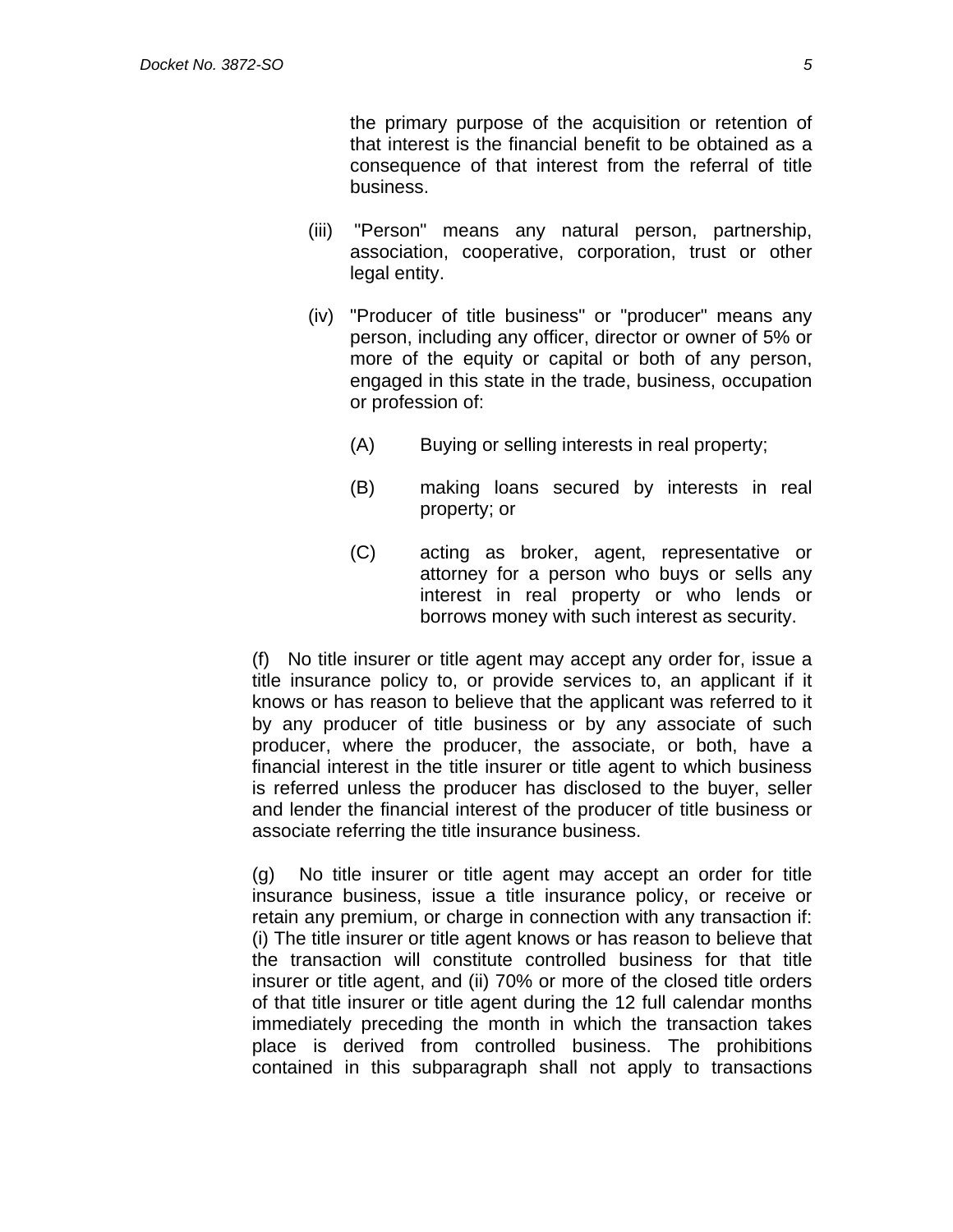the primary purpose of the acquisition or retention of that interest is the financial benefit to be obtained as a consequence of that interest from the referral of title business.

(iii) "Person" means any natural person, partnership, association, cooperative, corporation, trust or other legal entity.

(iv) "Producer of title business" or "producer" means any person, including any officer, director or owner of 5% or more of the equity or capital or both of any person, engaged in this state in the trade, business, occupation or profession of:

(A) Buying or selling interests in real property;

(B) making loans secured by interests in real property; or

(C) acting as broker, agent, representative or attorney for a person who buys or sells any interest in real property or who lends or borrows money with such interest as security.

(f) No title insurer or title agent may accept any order for, issue a title insurance policy to, or provide services to, an applicant if it knows or has reason to believe that the applicant was referred to it by any producer of title business or by any associate of such producer, where the producer, the associate, or both, have a financial interest in the title insurer or title agent to which business is referred unless the producer has disclosed to the buyer, seller and lender the financial interest of the producer of title business or associate referring the title insurance business.

(g) No title insurer or title agent may accept an order for title insurance business, issue a title insurance policy, or receive or retain any premium, or charge in connection with any transaction if: (i) The title insurer or title agent knows or has reason to believe that the transaction will constitute controlled business for that title insurer or title agent, and (ii) 70% or more of the closed title orders of that title insurer or title agent during the 12 full calendar months immediately preceding the month in which the transaction takes place is derived from controlled business. The prohibitions contained in this subparagraph shall not apply to transactions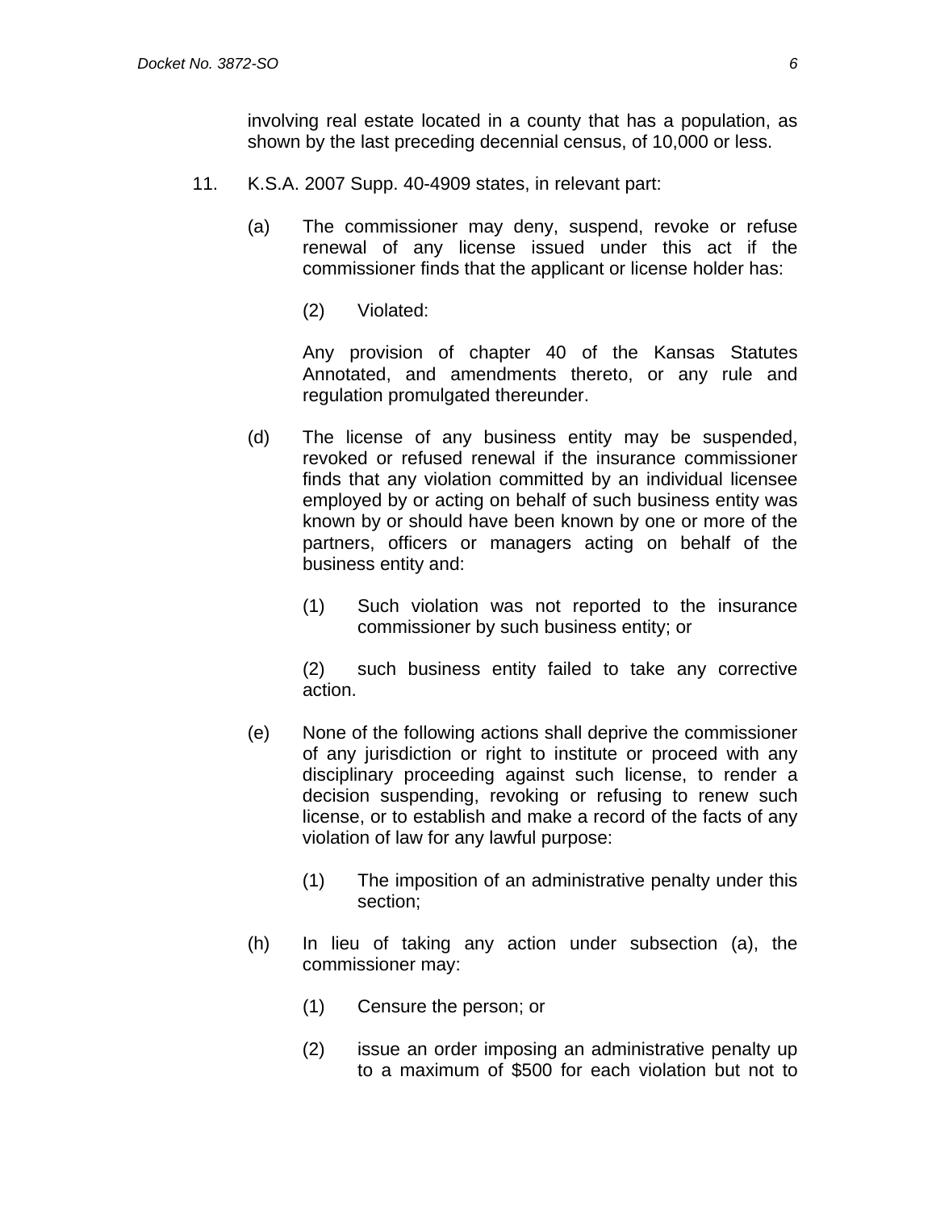involving real estate located in a county that has a population, as shown by the last preceding decennial census, of 10,000 or less.

11. K.S.A. 2007 Supp. 40-4909 states, in relevant part:

    (a) The commissioner may deny, suspend, revoke or refuse renewal of any license issued under this act if the commissioner finds that the applicant or license holder has:

        (2) Violated:

        Any provision of chapter 40 of the Kansas Statutes Annotated, and amendments thereto, or any rule and regulation promulgated thereunder.

    (d) The license of any business entity may be suspended, revoked or refused renewal if the insurance commissioner finds that any violation committed by an individual licensee employed by or acting on behalf of such business entity was known by or should have been known by one or more of the partners, officers or managers acting on behalf of the business entity and:

        (1) Such violation was not reported to the insurance commissioner by such business entity; or

        (2) such business entity failed to take any corrective action.

    (e) None of the following actions shall deprive the commissioner of any jurisdiction or right to institute or proceed with any disciplinary proceeding against such license, to render a decision suspending, revoking or refusing to renew such license, or to establish and make a record of the facts of any violation of law for any lawful purpose:

        (1) The imposition of an administrative penalty under this section;

    (h) In lieu of taking any action under subsection (a), the commissioner may:

        (1) Censure the person; or

        (2) issue an order imposing an administrative penalty up to a maximum of $500 for each violation but not to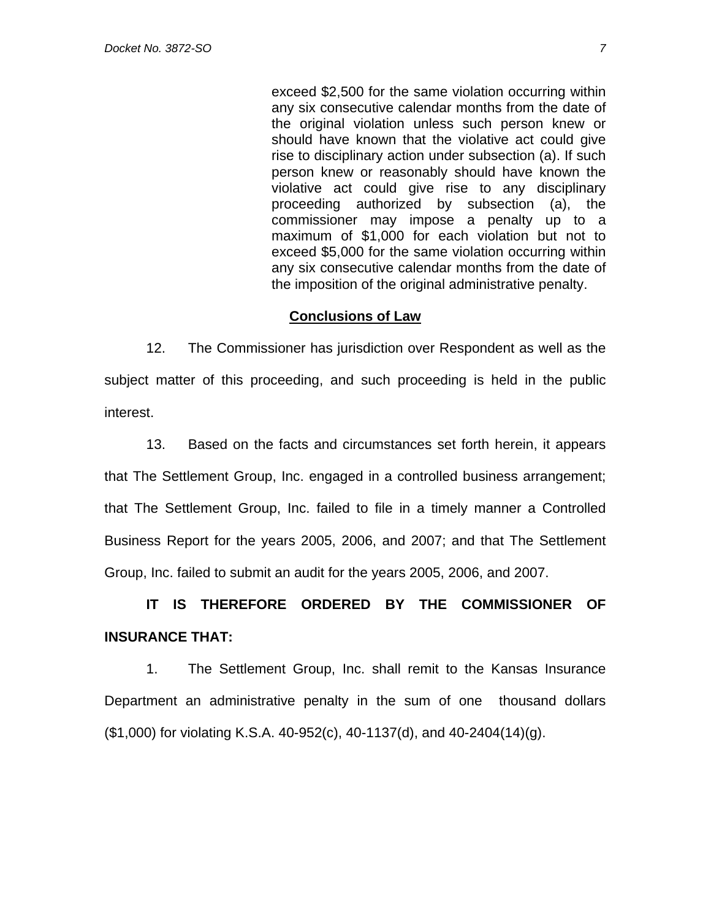> exceed $2,500 for the same violation occurring within any six consecutive calendar months from the date of the original violation unless such person knew or should have known that the violative act could give rise to disciplinary action under subsection (a). If such person knew or reasonably should have known the violative act could give rise to any disciplinary proceeding authorized by subsection (a), the commissioner may impose a penalty up to a maximum of $1,000 for each violation but not to exceed $5,000 for the same violation occurring within any six consecutive calendar months from the date of the imposition of the original administrative penalty.

**Conclusions of Law**

12. The Commissioner has jurisdiction over Respondent as well as the subject matter of this proceeding, and such proceeding is held in the public interest.

13. Based on the facts and circumstances set forth herein, it appears that The Settlement Group, Inc. engaged in a controlled business arrangement; that The Settlement Group, Inc. failed to file in a timely manner a Controlled Business Report for the years 2005, 2006, and 2007; and that The Settlement Group, Inc. failed to submit an audit for the years 2005, 2006, and 2007.

**IT IS THEREFORE ORDERED BY THE COMMISSIONER OF INSURANCE THAT:**

1. The Settlement Group, Inc. shall remit to the Kansas Insurance Department an administrative penalty in the sum of one thousand dollars ($1,000) for violating K.S.A. 40-952(c), 40-1137(d), and 40-2404(14)(g).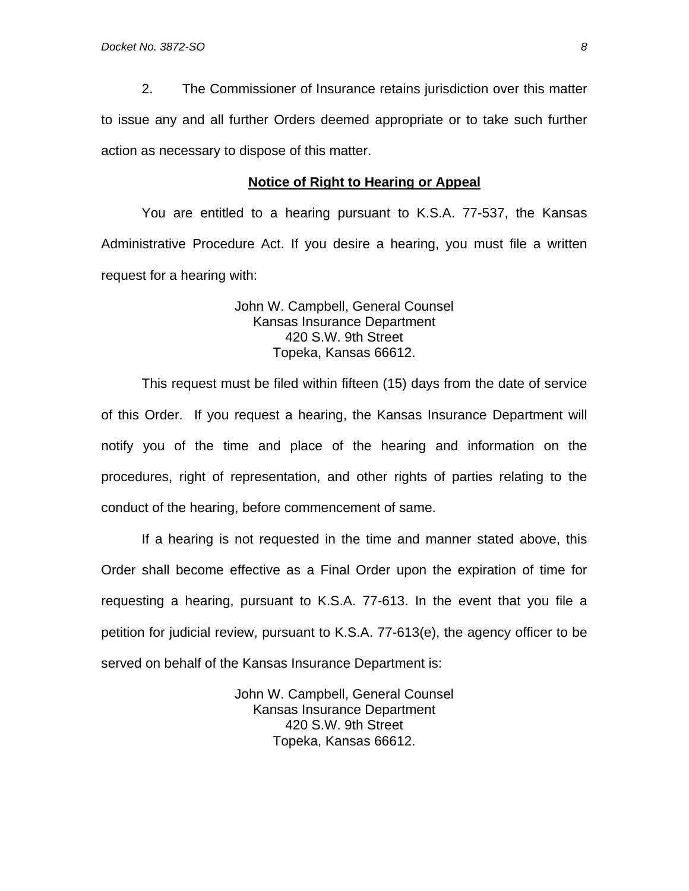2. The Commissioner of Insurance retains jurisdiction over this matter to issue any and all further Orders deemed appropriate or to take such further action as necessary to dispose of this matter.

## **Notice of Right to Hearing or Appeal**

You are entitled to a hearing pursuant to K.S.A. 77-537, the Kansas Administrative Procedure Act. If you desire a hearing, you must file a written request for a hearing with:

John W. Campbell, General Counsel
Kansas Insurance Department
420 S.W. 9th Street
Topeka, Kansas 66612.

This request must be filed within fifteen (15) days from the date of service of this Order. If you request a hearing, the Kansas Insurance Department will notify you of the time and place of the hearing and information on the procedures, right of representation, and other rights of parties relating to the conduct of the hearing, before commencement of same.

If a hearing is not requested in the time and manner stated above, this Order shall become effective as a Final Order upon the expiration of time for requesting a hearing, pursuant to K.S.A. 77-613. In the event that you file a petition for judicial review, pursuant to K.S.A. 77-613(e), the agency officer to be served on behalf of the Kansas Insurance Department is:

John W. Campbell, General Counsel
Kansas Insurance Department
420 S.W. 9th Street
Topeka, Kansas 66612.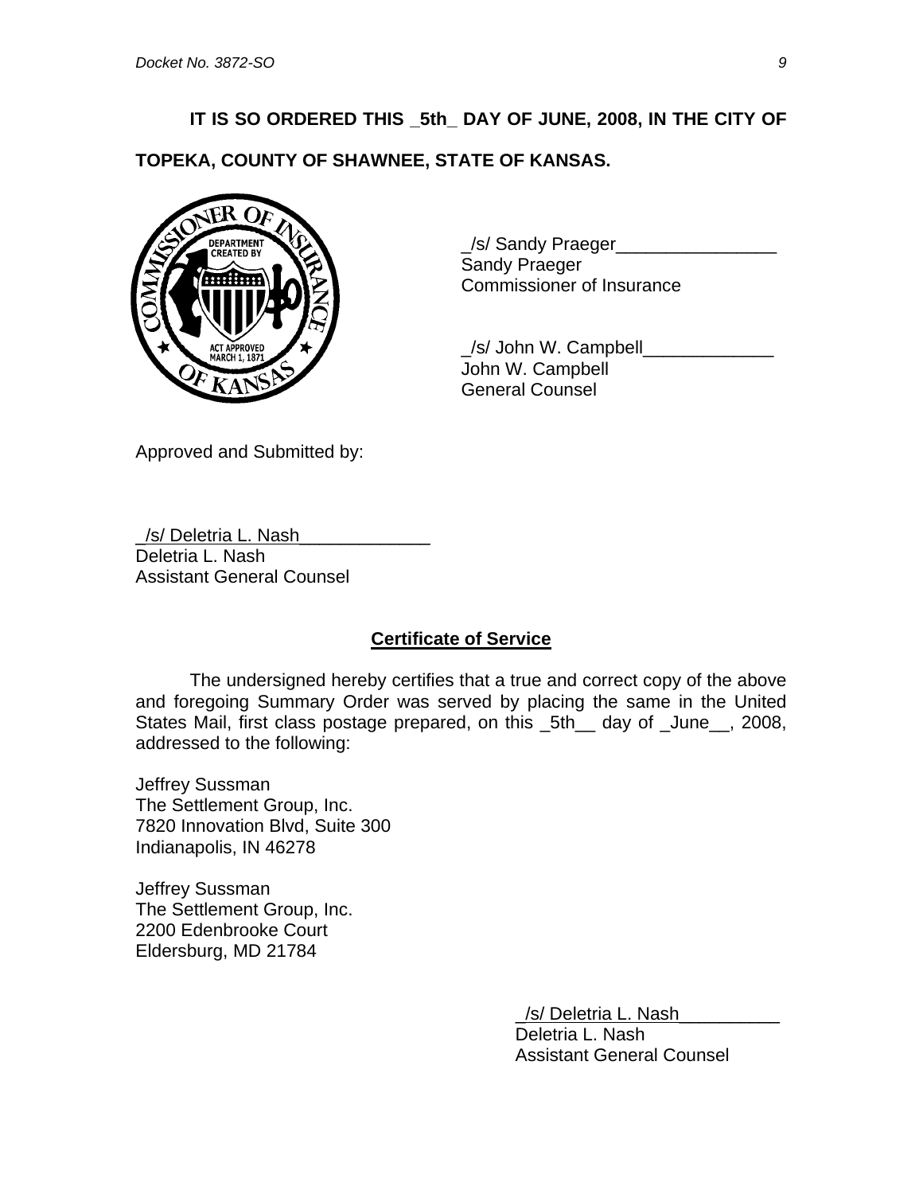**IT IS SO ORDERED THIS _5th_ DAY OF JUNE, 2008, IN THE CITY OF TOPEKA, COUNTY OF SHAWNEE, STATE OF KANSAS.**

_/s/ Sandy Praeger________________
Sandy Praeger
Commissioner of Insurance

_/s/ John W. Campbell_____________
John W. Campbell
General Counsel

Approved and Submitted by:

_/s/ Deletria L. Nash_____________
Deletria L. Nash
Assistant General Counsel

**Certificate of Service**

The undersigned hereby certifies that a true and correct copy of the above and foregoing Summary Order was served by placing the same in the United States Mail, first class postage prepared, on this _5th__ day of _June__, 2008, addressed to the following:

Jeffrey Sussman
The Settlement Group, Inc.
7820 Innovation Blvd, Suite 300
Indianapolis, IN 46278

Jeffrey Sussman
The Settlement Group, Inc.
2200 Edenbrooke Court
Eldersburg, MD 21784

_/s/ Deletria L. Nash__________
Deletria L. Nash
Assistant General Counsel